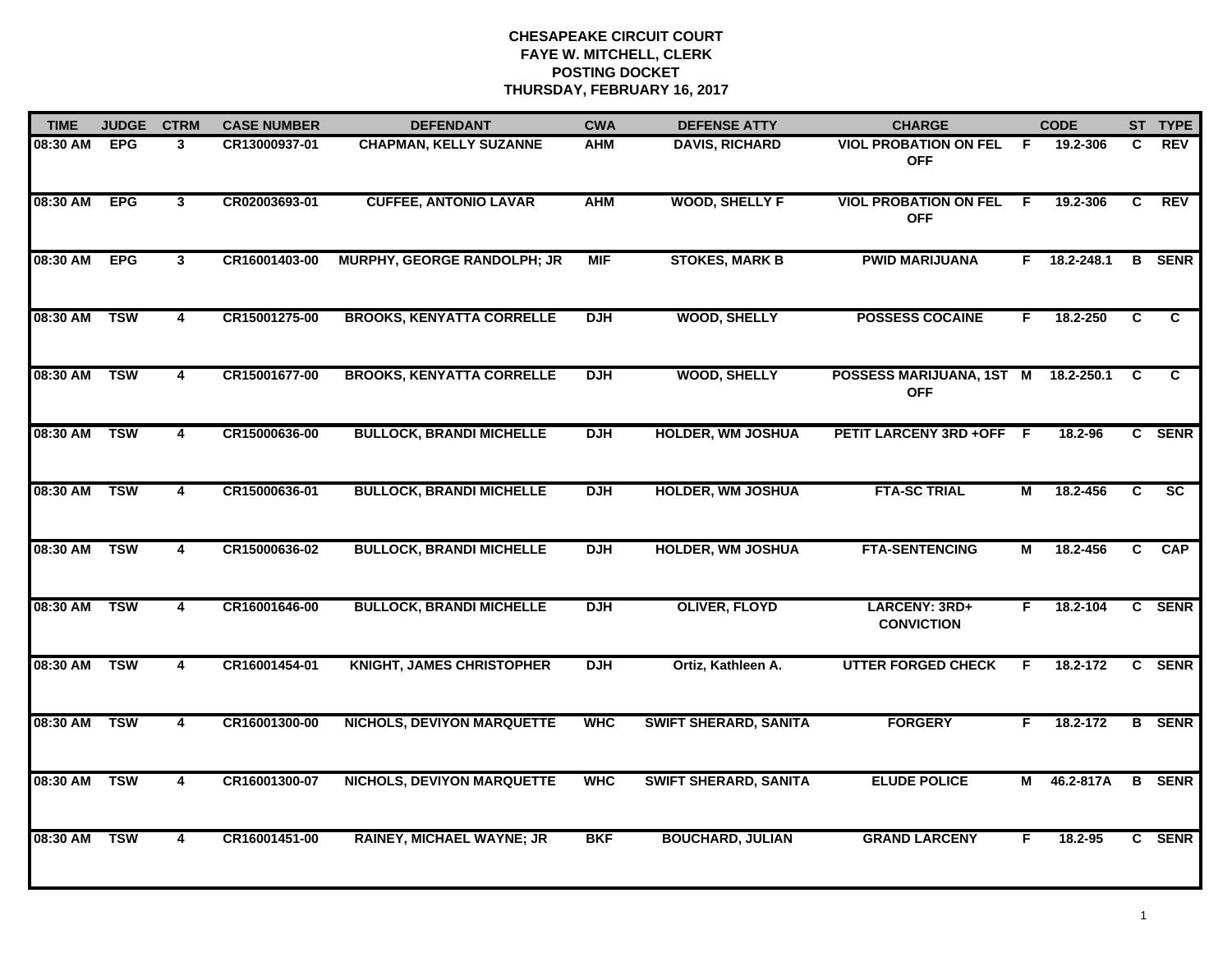**CHESAPEAKE CIRCUIT COURT**
**FAYE W. MITCHELL, CLERK**
**POSTING DOCKET**
**THURSDAY, FEBRUARY 16, 2017**

| TIME | JUDGE | CTRM | CASE NUMBER | DEFENDANT | CWA | DEFENSE ATTY | CHARGE | | CODE | ST | TYPE |
|---|---|---|---|---|---|---|---|---|---|---|---|
| 08:30 AM | EPG | 3 | CR13000937-01 | CHAPMAN, KELLY SUZANNE | AHM | DAVIS, RICHARD | VIOL PROBATION ON FEL OFF | F | 19.2-306 | C | REV |
| 08:30 AM | EPG | 3 | CR02003693-01 | CUFFEE, ANTONIO LAVAR | AHM | WOOD, SHELLY F | VIOL PROBATION ON FEL OFF | F | 19.2-306 | C | REV |
| 08:30 AM | EPG | 3 | CR16001403-00 | MURPHY, GEORGE RANDOLPH; JR | MIF | STOKES, MARK B | PWID MARIJUANA | F | 18.2-248.1 | B | SENR |
| 08:30 AM | TSW | 4 | CR15001275-00 | BROOKS, KENYATTA CORRELLE | DJH | WOOD, SHELLY | POSSESS COCAINE | F | 18.2-250 | C | C |
| 08:30 AM | TSW | 4 | CR15001677-00 | BROOKS, KENYATTA CORRELLE | DJH | WOOD, SHELLY | POSSESS MARIJUANA, 1ST OFF | M | 18.2-250.1 | C | C |
| 08:30 AM | TSW | 4 | CR15000636-00 | BULLOCK, BRANDI MICHELLE | DJH | HOLDER, WM JOSHUA | PETIT LARCENY 3RD +OFF | F | 18.2-96 | C | SENR |
| 08:30 AM | TSW | 4 | CR15000636-01 | BULLOCK, BRANDI MICHELLE | DJH | HOLDER, WM JOSHUA | FTA-SC TRIAL | M | 18.2-456 | C | SC |
| 08:30 AM | TSW | 4 | CR15000636-02 | BULLOCK, BRANDI MICHELLE | DJH | HOLDER, WM JOSHUA | FTA-SENTENCING | M | 18.2-456 | C | CAP |
| 08:30 AM | TSW | 4 | CR16001646-00 | BULLOCK, BRANDI MICHELLE | DJH | OLIVER, FLOYD | LARCENY: 3RD+ CONVICTION | F | 18.2-104 | C | SENR |
| 08:30 AM | TSW | 4 | CR16001454-01 | KNIGHT, JAMES CHRISTOPHER | DJH | Ortiz, Kathleen A. | UTTER FORGED CHECK | F | 18.2-172 | C | SENR |
| 08:30 AM | TSW | 4 | CR16001300-00 | NICHOLS, DEVIYON MARQUETTE | WHC | SWIFT SHERARD, SANITA | FORGERY | F | 18.2-172 | B | SENR |
| 08:30 AM | TSW | 4 | CR16001300-07 | NICHOLS, DEVIYON MARQUETTE | WHC | SWIFT SHERARD, SANITA | ELUDE POLICE | M | 46.2-817A | B | SENR |
| 08:30 AM | TSW | 4 | CR16001451-00 | RAINEY, MICHAEL WAYNE; JR | BKF | BOUCHARD, JULIAN | GRAND LARCENY | F | 18.2-95 | C | SENR |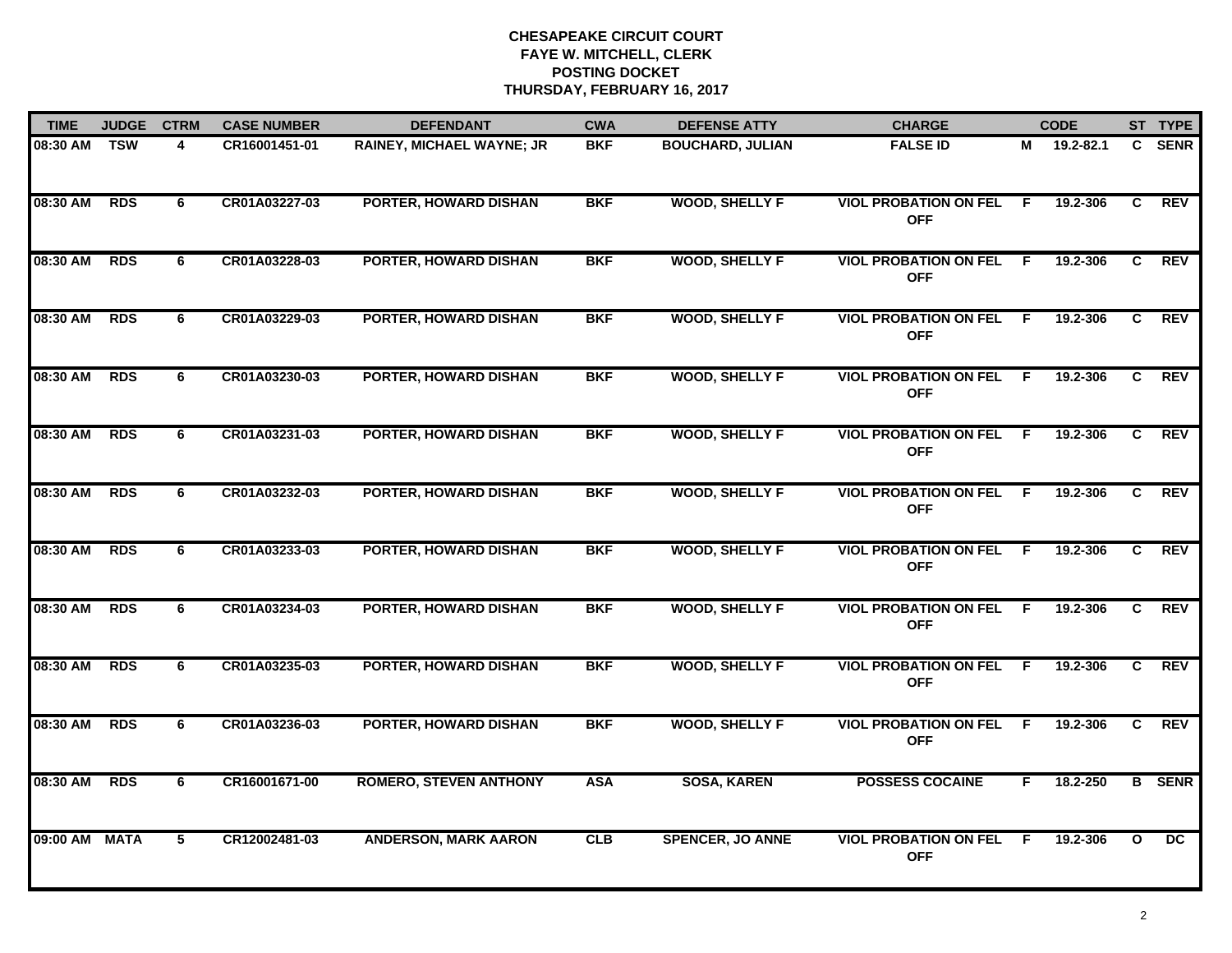**CHESAPEAKE CIRCUIT COURT**
**FAYE W. MITCHELL, CLERK**
**POSTING DOCKET**
**THURSDAY, FEBRUARY 16, 2017**

| TIME | JUDGE | CTRM | CASE NUMBER | DEFENDANT | CWA | DEFENSE ATTY | CHARGE | | CODE | ST | TYPE |
|---|---|---|---|---|---|---|---|---|---|---|---|
| 08:30 AM | TSW | 4 | CR16001451-01 | RAINEY, MICHAEL WAYNE; JR | BKF | BOUCHARD, JULIAN | FALSE ID | M | 19.2-82.1 | C | SENR |
| 08:30 AM | RDS | 6 | CR01A03227-03 | PORTER, HOWARD DISHAN | BKF | WOOD, SHELLY F | VIOL PROBATION ON FEL OFF | F | 19.2-306 | C | REV |
| 08:30 AM | RDS | 6 | CR01A03228-03 | PORTER, HOWARD DISHAN | BKF | WOOD, SHELLY F | VIOL PROBATION ON FEL OFF | F | 19.2-306 | C | REV |
| 08:30 AM | RDS | 6 | CR01A03229-03 | PORTER, HOWARD DISHAN | BKF | WOOD, SHELLY F | VIOL PROBATION ON FEL OFF | F | 19.2-306 | C | REV |
| 08:30 AM | RDS | 6 | CR01A03230-03 | PORTER, HOWARD DISHAN | BKF | WOOD, SHELLY F | VIOL PROBATION ON FEL OFF | F | 19.2-306 | C | REV |
| 08:30 AM | RDS | 6 | CR01A03231-03 | PORTER, HOWARD DISHAN | BKF | WOOD, SHELLY F | VIOL PROBATION ON FEL OFF | F | 19.2-306 | C | REV |
| 08:30 AM | RDS | 6 | CR01A03232-03 | PORTER, HOWARD DISHAN | BKF | WOOD, SHELLY F | VIOL PROBATION ON FEL OFF | F | 19.2-306 | C | REV |
| 08:30 AM | RDS | 6 | CR01A03233-03 | PORTER, HOWARD DISHAN | BKF | WOOD, SHELLY F | VIOL PROBATION ON FEL OFF | F | 19.2-306 | C | REV |
| 08:30 AM | RDS | 6 | CR01A03234-03 | PORTER, HOWARD DISHAN | BKF | WOOD, SHELLY F | VIOL PROBATION ON FEL OFF | F | 19.2-306 | C | REV |
| 08:30 AM | RDS | 6 | CR01A03235-03 | PORTER, HOWARD DISHAN | BKF | WOOD, SHELLY F | VIOL PROBATION ON FEL OFF | F | 19.2-306 | C | REV |
| 08:30 AM | RDS | 6 | CR01A03236-03 | PORTER, HOWARD DISHAN | BKF | WOOD, SHELLY F | VIOL PROBATION ON FEL OFF | F | 19.2-306 | C | REV |
| 08:30 AM | RDS | 6 | CR16001671-00 | ROMERO, STEVEN ANTHONY | ASA | SOSA, KAREN | POSSESS COCAINE | F | 18.2-250 | B | SENR |
| 09:00 AM | MATA | 5 | CR12002481-03 | ANDERSON, MARK AARON | CLB | SPENCER, JO ANNE | VIOL PROBATION ON FEL OFF | F | 19.2-306 | O | DC |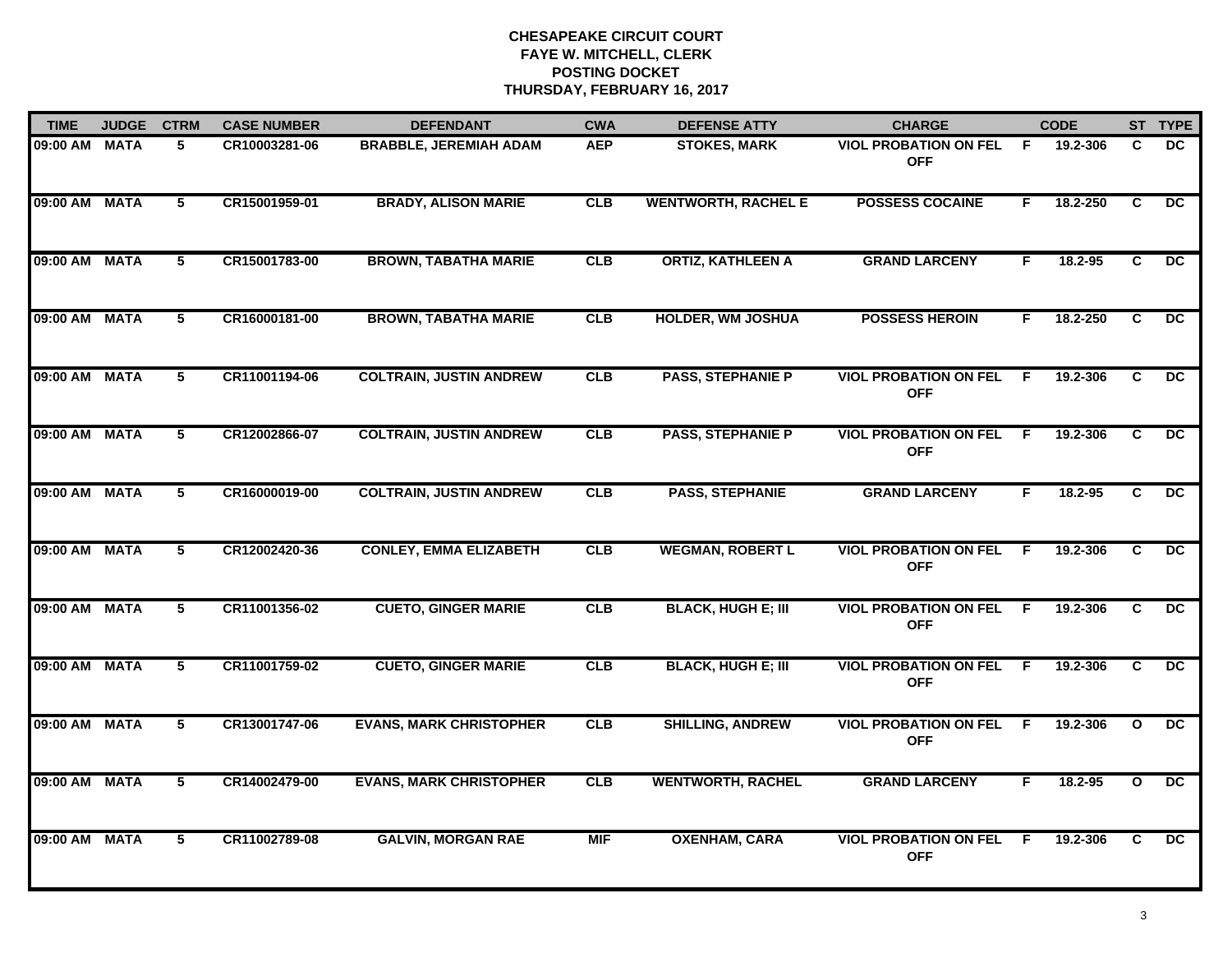# CHESAPEAKE CIRCUIT COURT
## FAYE W. MITCHELL, CLERK
## POSTING DOCKET
## THURSDAY, FEBRUARY 16, 2017

| TIME | JUDGE | CTRM | CASE NUMBER | DEFENDANT | CWA | DEFENSE ATTY | CHARGE | | CODE | ST | TYPE |
|---|---|---|---|---|---|---|---|---|---|---|---|
| 09:00 AM | MATA | 5 | CR10003281-06 | BRABBLE, JEREMIAH ADAM | AEP | STOKES, MARK | VIOL PROBATION ON FEL OFF | F | 19.2-306 | C | DC |
| 09:00 AM | MATA | 5 | CR15001959-01 | BRADY, ALISON MARIE | CLB | WENTWORTH, RACHEL E | POSSESS COCAINE | F | 18.2-250 | C | DC |
| 09:00 AM | MATA | 5 | CR15001783-00 | BROWN, TABATHA MARIE | CLB | ORTIZ, KATHLEEN A | GRAND LARCENY | F | 18.2-95 | C | DC |
| 09:00 AM | MATA | 5 | CR16000181-00 | BROWN, TABATHA MARIE | CLB | HOLDER, WM JOSHUA | POSSESS HEROIN | F | 18.2-250 | C | DC |
| 09:00 AM | MATA | 5 | CR11001194-06 | COLTRAIN, JUSTIN ANDREW | CLB | PASS, STEPHANIE P | VIOL PROBATION ON FEL OFF | F | 19.2-306 | C | DC |
| 09:00 AM | MATA | 5 | CR12002866-07 | COLTRAIN, JUSTIN ANDREW | CLB | PASS, STEPHANIE P | VIOL PROBATION ON FEL OFF | F | 19.2-306 | C | DC |
| 09:00 AM | MATA | 5 | CR16000019-00 | COLTRAIN, JUSTIN ANDREW | CLB | PASS, STEPHANIE | GRAND LARCENY | F | 18.2-95 | C | DC |
| 09:00 AM | MATA | 5 | CR12002420-36 | CONLEY, EMMA ELIZABETH | CLB | WEGMAN, ROBERT L | VIOL PROBATION ON FEL OFF | F | 19.2-306 | C | DC |
| 09:00 AM | MATA | 5 | CR11001356-02 | CUETO, GINGER MARIE | CLB | BLACK, HUGH E; III | VIOL PROBATION ON FEL OFF | F | 19.2-306 | C | DC |
| 09:00 AM | MATA | 5 | CR11001759-02 | CUETO, GINGER MARIE | CLB | BLACK, HUGH E; III | VIOL PROBATION ON FEL OFF | F | 19.2-306 | C | DC |
| 09:00 AM | MATA | 5 | CR13001747-06 | EVANS, MARK CHRISTOPHER | CLB | SHILLING, ANDREW | VIOL PROBATION ON FEL OFF | F | 19.2-306 | O | DC |
| 09:00 AM | MATA | 5 | CR14002479-00 | EVANS, MARK CHRISTOPHER | CLB | WENTWORTH, RACHEL | GRAND LARCENY | F | 18.2-95 | O | DC |
| 09:00 AM | MATA | 5 | CR11002789-08 | GALVIN, MORGAN RAE | MIF | OXENHAM, CARA | VIOL PROBATION ON FEL OFF | F | 19.2-306 | C | DC |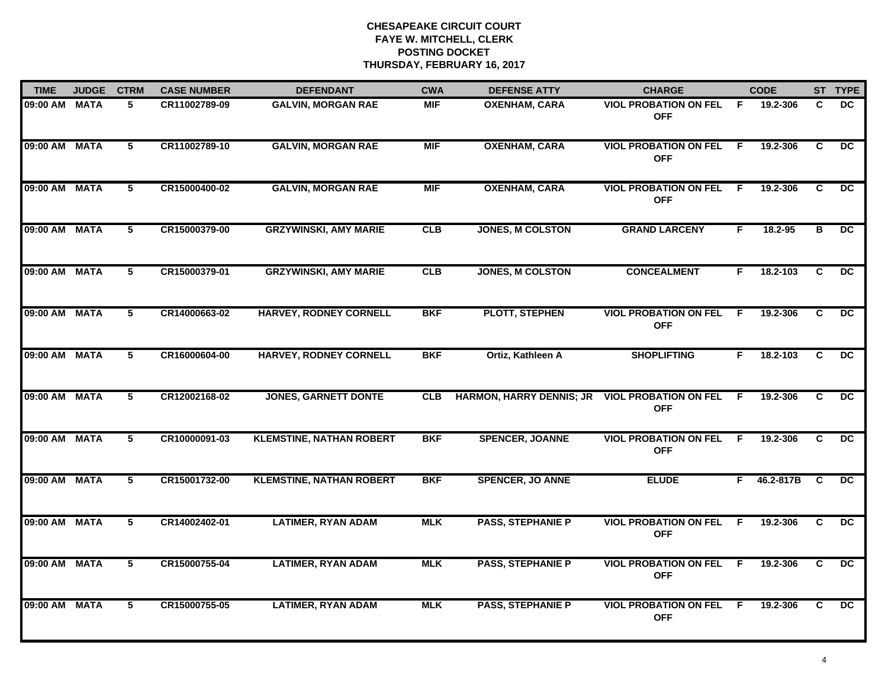# CHESAPEAKE CIRCUIT COURT
## FAYE W. MITCHELL, CLERK
## POSTING DOCKET
## THURSDAY, FEBRUARY 16, 2017

| TIME | JUDGE | CTRM | CASE NUMBER | DEFENDANT | CWA | DEFENSE ATTY | CHARGE | | CODE | ST | TYPE |
|---|---|---|---|---|---|---|---|---|---|---|---|
| 09:00 AM | MATA | 5 | CR11002789-09 | GALVIN, MORGAN RAE | MIF | OXENHAM, CARA | VIOL PROBATION ON FEL OFF | F | 19.2-306 | C | DC |
| 09:00 AM | MATA | 5 | CR11002789-10 | GALVIN, MORGAN RAE | MIF | OXENHAM, CARA | VIOL PROBATION ON FEL OFF | F | 19.2-306 | C | DC |
| 09:00 AM | MATA | 5 | CR15000400-02 | GALVIN, MORGAN RAE | MIF | OXENHAM, CARA | VIOL PROBATION ON FEL OFF | F | 19.2-306 | C | DC |
| 09:00 AM | MATA | 5 | CR15000379-00 | GRZYWINSKI, AMY MARIE | CLB | JONES, M COLSTON | GRAND LARCENY | F | 18.2-95 | B | DC |
| 09:00 AM | MATA | 5 | CR15000379-01 | GRZYWINSKI, AMY MARIE | CLB | JONES, M COLSTON | CONCEALMENT | F | 18.2-103 | C | DC |
| 09:00 AM | MATA | 5 | CR14000663-02 | HARVEY, RODNEY CORNELL | BKF | PLOTT, STEPHEN | VIOL PROBATION ON FEL OFF | F | 19.2-306 | C | DC |
| 09:00 AM | MATA | 5 | CR16000604-00 | HARVEY, RODNEY CORNELL | BKF | Ortiz, Kathleen A | SHOPLIFTING | F | 18.2-103 | C | DC |
| 09:00 AM | MATA | 5 | CR12002168-02 | JONES, GARNETT DONTE | CLB | HARMON, HARRY DENNIS; JR | VIOL PROBATION ON FEL OFF | F | 19.2-306 | C | DC |
| 09:00 AM | MATA | 5 | CR10000091-03 | KLEMSTINE, NATHAN ROBERT | BKF | SPENCER, JOANNE | VIOL PROBATION ON FEL OFF | F | 19.2-306 | C | DC |
| 09:00 AM | MATA | 5 | CR15001732-00 | KLEMSTINE, NATHAN ROBERT | BKF | SPENCER, JO ANNE | ELUDE | F | 46.2-817B | C | DC |
| 09:00 AM | MATA | 5 | CR14002402-01 | LATIMER, RYAN ADAM | MLK | PASS, STEPHANIE P | VIOL PROBATION ON FEL OFF | F | 19.2-306 | C | DC |
| 09:00 AM | MATA | 5 | CR15000755-04 | LATIMER, RYAN ADAM | MLK | PASS, STEPHANIE P | VIOL PROBATION ON FEL OFF | F | 19.2-306 | C | DC |
| 09:00 AM | MATA | 5 | CR15000755-05 | LATIMER, RYAN ADAM | MLK | PASS, STEPHANIE P | VIOL PROBATION ON FEL OFF | F | 19.2-306 | C | DC |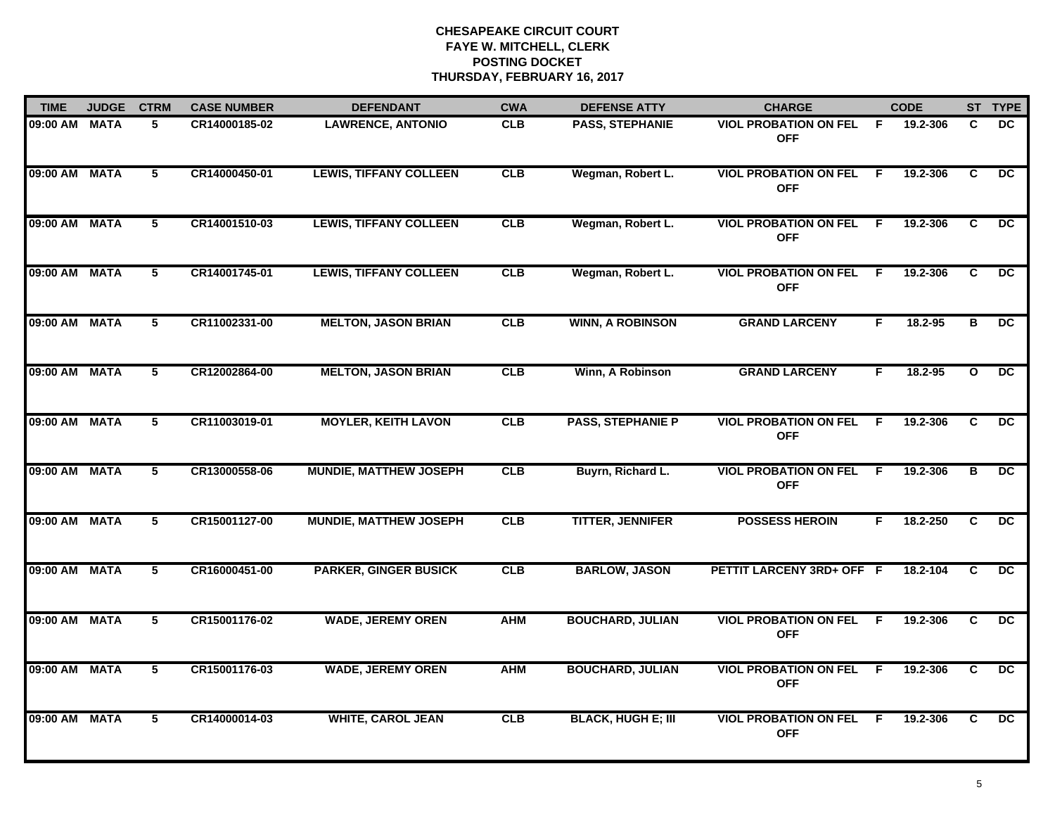# CHESAPEAKE CIRCUIT COURT
## FAYE W. MITCHELL, CLERK
## POSTING DOCKET
## THURSDAY, FEBRUARY 16, 2017

| TIME | JUDGE | CTRM | CASE NUMBER | DEFENDANT | CWA | DEFENSE ATTY | CHARGE | | CODE | ST | TYPE |
|---|---|---|---|---|---|---|---|---|---|---|---|
| 09:00 AM | MATA | 5 | CR14000185-02 | LAWRENCE, ANTONIO | CLB | PASS, STEPHANIE | VIOL PROBATION ON FEL OFF | F | 19.2-306 | C | DC |
| 09:00 AM | MATA | 5 | CR14000450-01 | LEWIS, TIFFANY COLLEEN | CLB | Wegman, Robert L. | VIOL PROBATION ON FEL OFF | F | 19.2-306 | C | DC |
| 09:00 AM | MATA | 5 | CR14001510-03 | LEWIS, TIFFANY COLLEEN | CLB | Wegman, Robert L. | VIOL PROBATION ON FEL OFF | F | 19.2-306 | C | DC |
| 09:00 AM | MATA | 5 | CR14001745-01 | LEWIS, TIFFANY COLLEEN | CLB | Wegman, Robert L. | VIOL PROBATION ON FEL OFF | F | 19.2-306 | C | DC |
| 09:00 AM | MATA | 5 | CR11002331-00 | MELTON, JASON BRIAN | CLB | WINN, A ROBINSON | GRAND LARCENY | F | 18.2-95 | B | DC |
| 09:00 AM | MATA | 5 | CR12002864-00 | MELTON, JASON BRIAN | CLB | Winn, A Robinson | GRAND LARCENY | F | 18.2-95 | O | DC |
| 09:00 AM | MATA | 5 | CR11003019-01 | MOYLER, KEITH LAVON | CLB | PASS, STEPHANIE P | VIOL PROBATION ON FEL OFF | F | 19.2-306 | C | DC |
| 09:00 AM | MATA | 5 | CR13000558-06 | MUNDIE, MATTHEW JOSEPH | CLB | Buyrn, Richard L. | VIOL PROBATION ON FEL OFF | F | 19.2-306 | B | DC |
| 09:00 AM | MATA | 5 | CR15001127-00 | MUNDIE, MATTHEW JOSEPH | CLB | TITTER, JENNIFER | POSSESS HEROIN | F | 18.2-250 | C | DC |
| 09:00 AM | MATA | 5 | CR16000451-00 | PARKER, GINGER BUSICK | CLB | BARLOW, JASON | PETTIT LARCENY 3RD+ OFF | F | 18.2-104 | C | DC |
| 09:00 AM | MATA | 5 | CR15001176-02 | WADE, JEREMY OREN | AHM | BOUCHARD, JULIAN | VIOL PROBATION ON FEL OFF | F | 19.2-306 | C | DC |
| 09:00 AM | MATA | 5 | CR15001176-03 | WADE, JEREMY OREN | AHM | BOUCHARD, JULIAN | VIOL PROBATION ON FEL OFF | F | 19.2-306 | C | DC |
| 09:00 AM | MATA | 5 | CR14000014-03 | WHITE, CAROL JEAN | CLB | BLACK, HUGH E; III | VIOL PROBATION ON FEL OFF | F | 19.2-306 | C | DC |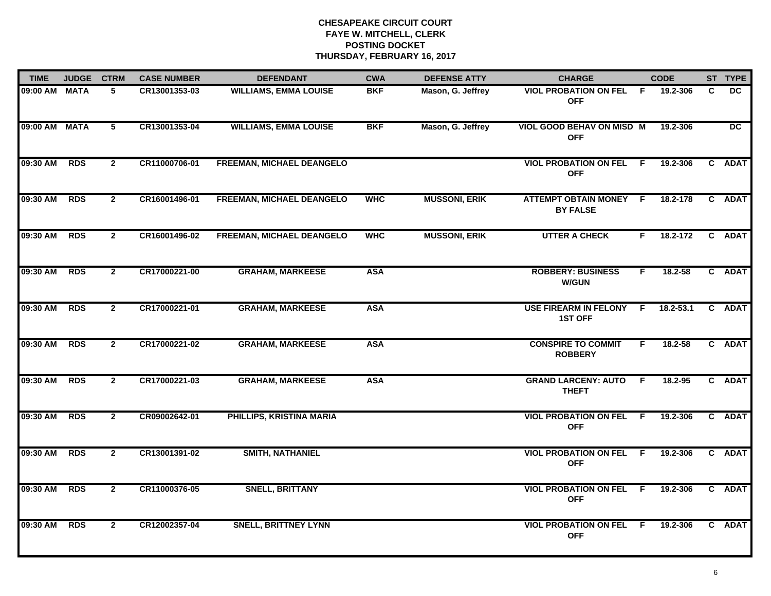# CHESAPEAKE CIRCUIT COURT
## FAYE W. MITCHELL, CLERK
## POSTING DOCKET
## THURSDAY, FEBRUARY 16, 2017

| TIME | JUDGE | CTRM | CASE NUMBER | DEFENDANT | CWA | DEFENSE ATTY | CHARGE | | CODE | ST | TYPE |
|---|---|---|---|---|---|---|---|---|---|---|---|
| 09:00 AM | MATA | 5 | CR13001353-03 | WILLIAMS, EMMA LOUISE | BKF | Mason, G. Jeffrey | VIOL PROBATION ON FEL OFF | F | 19.2-306 | C | DC |
| 09:00 AM | MATA | 5 | CR13001353-04 | WILLIAMS, EMMA LOUISE | BKF | Mason, G. Jeffrey | VIOL GOOD BEHAV ON MISD OFF | M | 19.2-306 | | DC |
| 09:30 AM | RDS | 2 | CR11000706-01 | FREEMAN, MICHAEL DEANGELO | | | VIOL PROBATION ON FEL OFF | F | 19.2-306 | C | ADAT |
| 09:30 AM | RDS | 2 | CR16001496-01 | FREEMAN, MICHAEL DEANGELO | WHC | MUSSONI, ERIK | ATTEMPT OBTAIN MONEY BY FALSE | F | 18.2-178 | C | ADAT |
| 09:30 AM | RDS | 2 | CR16001496-02 | FREEMAN, MICHAEL DEANGELO | WHC | MUSSONI, ERIK | UTTER A CHECK | F | 18.2-172 | C | ADAT |
| 09:30 AM | RDS | 2 | CR17000221-00 | GRAHAM, MARKEESE | ASA | | ROBBERY: BUSINESS W/GUN | F | 18.2-58 | C | ADAT |
| 09:30 AM | RDS | 2 | CR17000221-01 | GRAHAM, MARKEESE | ASA | | USE FIREARM IN FELONY 1ST OFF | F | 18.2-53.1 | C | ADAT |
| 09:30 AM | RDS | 2 | CR17000221-02 | GRAHAM, MARKEESE | ASA | | CONSPIRE TO COMMIT ROBBERY | F | 18.2-58 | C | ADAT |
| 09:30 AM | RDS | 2 | CR17000221-03 | GRAHAM, MARKEESE | ASA | | GRAND LARCENY: AUTO THEFT | F | 18.2-95 | C | ADAT |
| 09:30 AM | RDS | 2 | CR09002642-01 | PHILLIPS, KRISTINA MARIA | | | VIOL PROBATION ON FEL OFF | F | 19.2-306 | C | ADAT |
| 09:30 AM | RDS | 2 | CR13001391-02 | SMITH, NATHANIEL | | | VIOL PROBATION ON FEL OFF | F | 19.2-306 | C | ADAT |
| 09:30 AM | RDS | 2 | CR11000376-05 | SNELL, BRITTANY | | | VIOL PROBATION ON FEL OFF | F | 19.2-306 | C | ADAT |
| 09:30 AM | RDS | 2 | CR12002357-04 | SNELL, BRITTNEY LYNN | | | VIOL PROBATION ON FEL OFF | F | 19.2-306 | C | ADAT |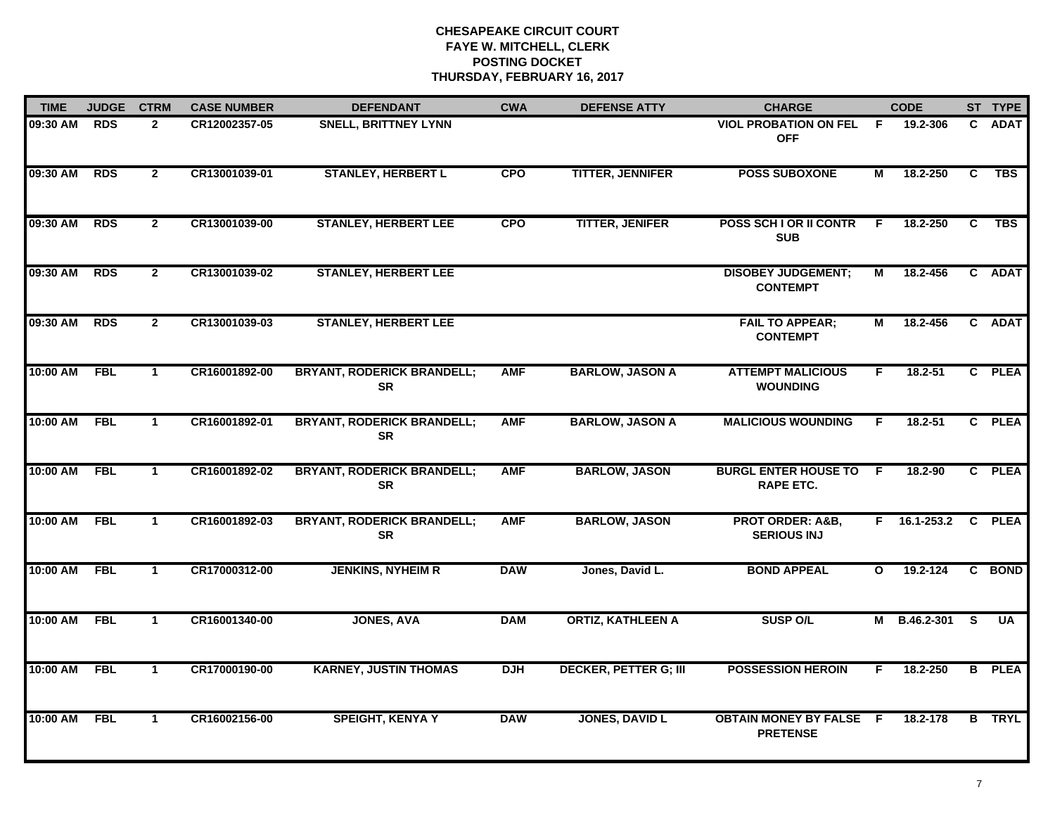# CHESAPEAKE CIRCUIT COURT
## FAYE W. MITCHELL, CLERK
## POSTING DOCKET
## THURSDAY, FEBRUARY 16, 2017

| TIME | JUDGE | CTRM | CASE NUMBER | DEFENDANT | CWA | DEFENSE ATTY | CHARGE | | CODE | ST | TYPE |
|---|---|---|---|---|---|---|---|---|---|---|---|
| 09:30 AM | RDS | 2 | CR12002357-05 | SNELL, BRITTNEY LYNN | | | VIOL PROBATION ON FEL OFF | F | 19.2-306 | C | ADAT |
| 09:30 AM | RDS | 2 | CR13001039-01 | STANLEY, HERBERT L | CPO | TITTER, JENNIFER | POSS SUBOXONE | M | 18.2-250 | C | TBS |
| 09:30 AM | RDS | 2 | CR13001039-00 | STANLEY, HERBERT LEE | CPO | TITTER, JENIFER | POSS SCH I OR II CONTR SUB | F | 18.2-250 | C | TBS |
| 09:30 AM | RDS | 2 | CR13001039-02 | STANLEY, HERBERT LEE | | | DISOBEY JUDGEMENT; CONTEMPT | M | 18.2-456 | C | ADAT |
| 09:30 AM | RDS | 2 | CR13001039-03 | STANLEY, HERBERT LEE | | | FAIL TO APPEAR; CONTEMPT | M | 18.2-456 | C | ADAT |
| 10:00 AM | FBL | 1 | CR16001892-00 | BRYANT, RODERICK BRANDELL; SR | AMF | BARLOW, JASON A | ATTEMPT MALICIOUS WOUNDING | F | 18.2-51 | C | PLEA |
| 10:00 AM | FBL | 1 | CR16001892-01 | BRYANT, RODERICK BRANDELL; SR | AMF | BARLOW, JASON A | MALICIOUS WOUNDING | F | 18.2-51 | C | PLEA |
| 10:00 AM | FBL | 1 | CR16001892-02 | BRYANT, RODERICK BRANDELL; SR | AMF | BARLOW, JASON | BURGL ENTER HOUSE TO RAPE ETC. | F | 18.2-90 | C | PLEA |
| 10:00 AM | FBL | 1 | CR16001892-03 | BRYANT, RODERICK BRANDELL; SR | AMF | BARLOW, JASON | PROT ORDER: A&B, SERIOUS INJ | F | 16.1-253.2 | C | PLEA |
| 10:00 AM | FBL | 1 | CR17000312-00 | JENKINS, NYHEIM R | DAW | Jones, David L. | BOND APPEAL | O | 19.2-124 | C | BOND |
| 10:00 AM | FBL | 1 | CR16001340-00 | JONES, AVA | DAM | ORTIZ, KATHLEEN A | SUSP O/L | M | B.46.2-301 | S | UA |
| 10:00 AM | FBL | 1 | CR17000190-00 | KARNEY, JUSTIN THOMAS | DJH | DECKER, PETTER G; III | POSSESSION HEROIN | F | 18.2-250 | B | PLEA |
| 10:00 AM | FBL | 1 | CR16002156-00 | SPEIGHT, KENYA Y | DAW | JONES, DAVID L | OBTAIN MONEY BY FALSE PRETENSE | F | 18.2-178 | B | TRYL |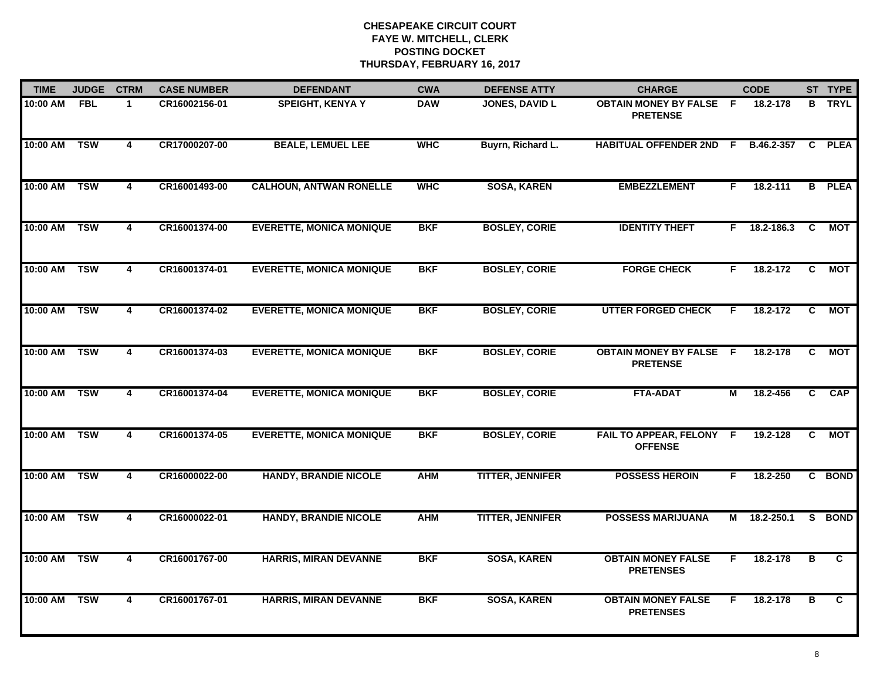**CHESAPEAKE CIRCUIT COURT**
**FAYE W. MITCHELL, CLERK**
**POSTING DOCKET**
**THURSDAY, FEBRUARY 16, 2017**

| TIME | JUDGE | CTRM | CASE NUMBER | DEFENDANT | CWA | DEFENSE ATTY | CHARGE | | CODE | ST | TYPE |
|---|---|---|---|---|---|---|---|---|---|---|---|
| 10:00 AM | FBL | 1 | CR16002156-01 | SPEIGHT, KENYA Y | DAW | JONES, DAVID L | OBTAIN MONEY BY FALSE PRETENSE | F | 18.2-178 | B | TRYL |
| 10:00 AM | TSW | 4 | CR17000207-00 | BEALE, LEMUEL LEE | WHC | Buyrn, Richard L. | HABITUAL OFFENDER 2ND | F | B.46.2-357 | C | PLEA |
| 10:00 AM | TSW | 4 | CR16001493-00 | CALHOUN, ANTWAN RONELLE | WHC | SOSA, KAREN | EMBEZZLEMENT | F | 18.2-111 | B | PLEA |
| 10:00 AM | TSW | 4 | CR16001374-00 | EVERETTE, MONICA MONIQUE | BKF | BOSLEY, CORIE | IDENTITY THEFT | F | 18.2-186.3 | C | MOT |
| 10:00 AM | TSW | 4 | CR16001374-01 | EVERETTE, MONICA MONIQUE | BKF | BOSLEY, CORIE | FORGE CHECK | F | 18.2-172 | C | MOT |
| 10:00 AM | TSW | 4 | CR16001374-02 | EVERETTE, MONICA MONIQUE | BKF | BOSLEY, CORIE | UTTER FORGED CHECK | F | 18.2-172 | C | MOT |
| 10:00 AM | TSW | 4 | CR16001374-03 | EVERETTE, MONICA MONIQUE | BKF | BOSLEY, CORIE | OBTAIN MONEY BY FALSE PRETENSE | F | 18.2-178 | C | MOT |
| 10:00 AM | TSW | 4 | CR16001374-04 | EVERETTE, MONICA MONIQUE | BKF | BOSLEY, CORIE | FTA-ADAT | M | 18.2-456 | C | CAP |
| 10:00 AM | TSW | 4 | CR16001374-05 | EVERETTE, MONICA MONIQUE | BKF | BOSLEY, CORIE | FAIL TO APPEAR, FELONY OFFENSE | F | 19.2-128 | C | MOT |
| 10:00 AM | TSW | 4 | CR16000022-00 | HANDY, BRANDIE NICOLE | AHM | TITTER, JENNIFER | POSSESS HEROIN | F | 18.2-250 | C | BOND |
| 10:00 AM | TSW | 4 | CR16000022-01 | HANDY, BRANDIE NICOLE | AHM | TITTER, JENNIFER | POSSESS MARIJUANA | M | 18.2-250.1 | S | BOND |
| 10:00 AM | TSW | 4 | CR16001767-00 | HARRIS, MIRAN DEVANNE | BKF | SOSA, KAREN | OBTAIN MONEY FALSE PRETENSES | F | 18.2-178 | B | C |
| 10:00 AM | TSW | 4 | CR16001767-01 | HARRIS, MIRAN DEVANNE | BKF | SOSA, KAREN | OBTAIN MONEY FALSE PRETENSES | F | 18.2-178 | B | C |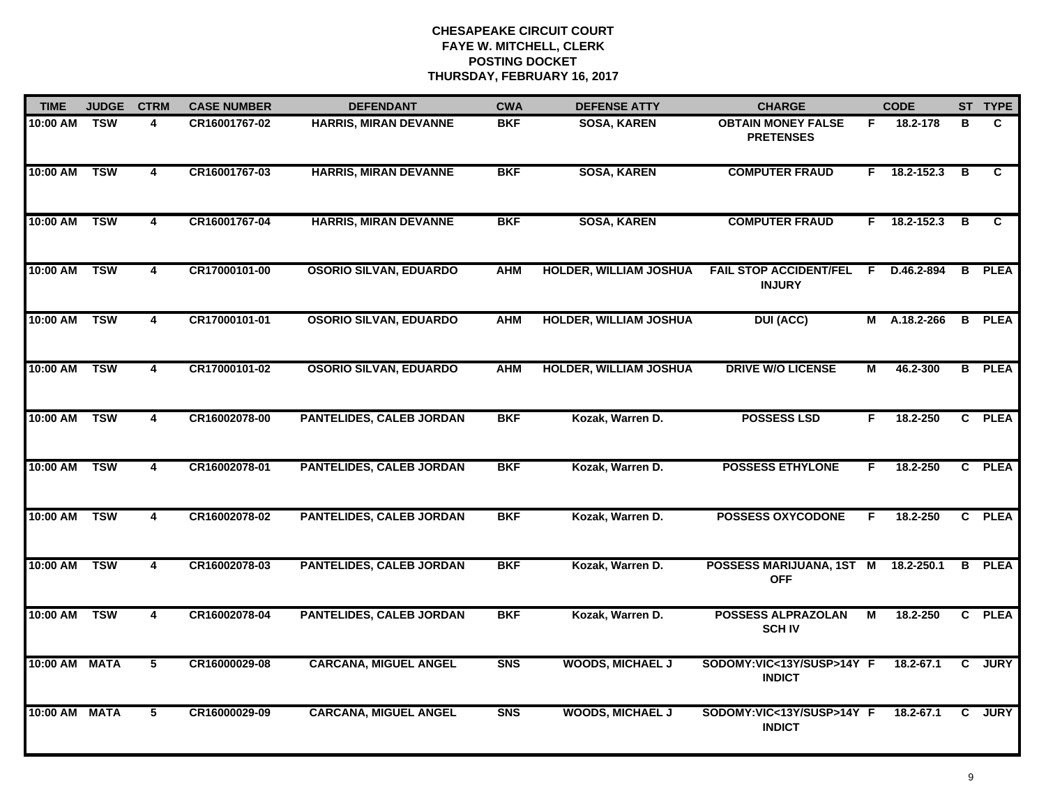# CHESAPEAKE CIRCUIT COURT
## FAYE W. MITCHELL, CLERK
## POSTING DOCKET
## THURSDAY, FEBRUARY 16, 2017

| TIME | JUDGE | CTRM | CASE NUMBER | DEFENDANT | CWA | DEFENSE ATTY | CHARGE | | CODE | ST | TYPE |
|---|---|---|---|---|---|---|---|---|---|---|---|
| 10:00 AM | TSW | 4 | CR16001767-02 | HARRIS, MIRAN DEVANNE | BKF | SOSA, KAREN | OBTAIN MONEY FALSE PRETENSES | F | 18.2-178 | B | C |
| 10:00 AM | TSW | 4 | CR16001767-03 | HARRIS, MIRAN DEVANNE | BKF | SOSA, KAREN | COMPUTER FRAUD | F | 18.2-152.3 | B | C |
| 10:00 AM | TSW | 4 | CR16001767-04 | HARRIS, MIRAN DEVANNE | BKF | SOSA, KAREN | COMPUTER FRAUD | F | 18.2-152.3 | B | C |
| 10:00 AM | TSW | 4 | CR17000101-00 | OSORIO SILVAN, EDUARDO | AHM | HOLDER, WILLIAM JOSHUA | FAIL STOP ACCIDENT/FEL INJURY | F | D.46.2-894 | B | PLEA |
| 10:00 AM | TSW | 4 | CR17000101-01 | OSORIO SILVAN, EDUARDO | AHM | HOLDER, WILLIAM JOSHUA | DUI (ACC) | M | A.18.2-266 | B | PLEA |
| 10:00 AM | TSW | 4 | CR17000101-02 | OSORIO SILVAN, EDUARDO | AHM | HOLDER, WILLIAM JOSHUA | DRIVE W/O LICENSE | M | 46.2-300 | B | PLEA |
| 10:00 AM | TSW | 4 | CR16002078-00 | PANTELIDES, CALEB JORDAN | BKF | Kozak, Warren D. | POSSESS LSD | F | 18.2-250 | C | PLEA |
| 10:00 AM | TSW | 4 | CR16002078-01 | PANTELIDES, CALEB JORDAN | BKF | Kozak, Warren D. | POSSESS ETHYLONE | F | 18.2-250 | C | PLEA |
| 10:00 AM | TSW | 4 | CR16002078-02 | PANTELIDES, CALEB JORDAN | BKF | Kozak, Warren D. | POSSESS OXYCODONE | F | 18.2-250 | C | PLEA |
| 10:00 AM | TSW | 4 | CR16002078-03 | PANTELIDES, CALEB JORDAN | BKF | Kozak, Warren D. | POSSESS MARIJUANA, 1ST OFF | M | 18.2-250.1 | B | PLEA |
| 10:00 AM | TSW | 4 | CR16002078-04 | PANTELIDES, CALEB JORDAN | BKF | Kozak, Warren D. | POSSESS ALPRAZOLAN SCH IV | M | 18.2-250 | C | PLEA |
| 10:00 AM | MATA | 5 | CR16000029-08 | CARCANA, MIGUEL ANGEL | SNS | WOODS, MICHAEL J | SODOMY:VIC<13Y/SUSP>14Y INDICT | F | 18.2-67.1 | C | JURY |
| 10:00 AM | MATA | 5 | CR16000029-09 | CARCANA, MIGUEL ANGEL | SNS | WOODS, MICHAEL J | SODOMY:VIC<13Y/SUSP>14Y INDICT | F | 18.2-67.1 | C | JURY |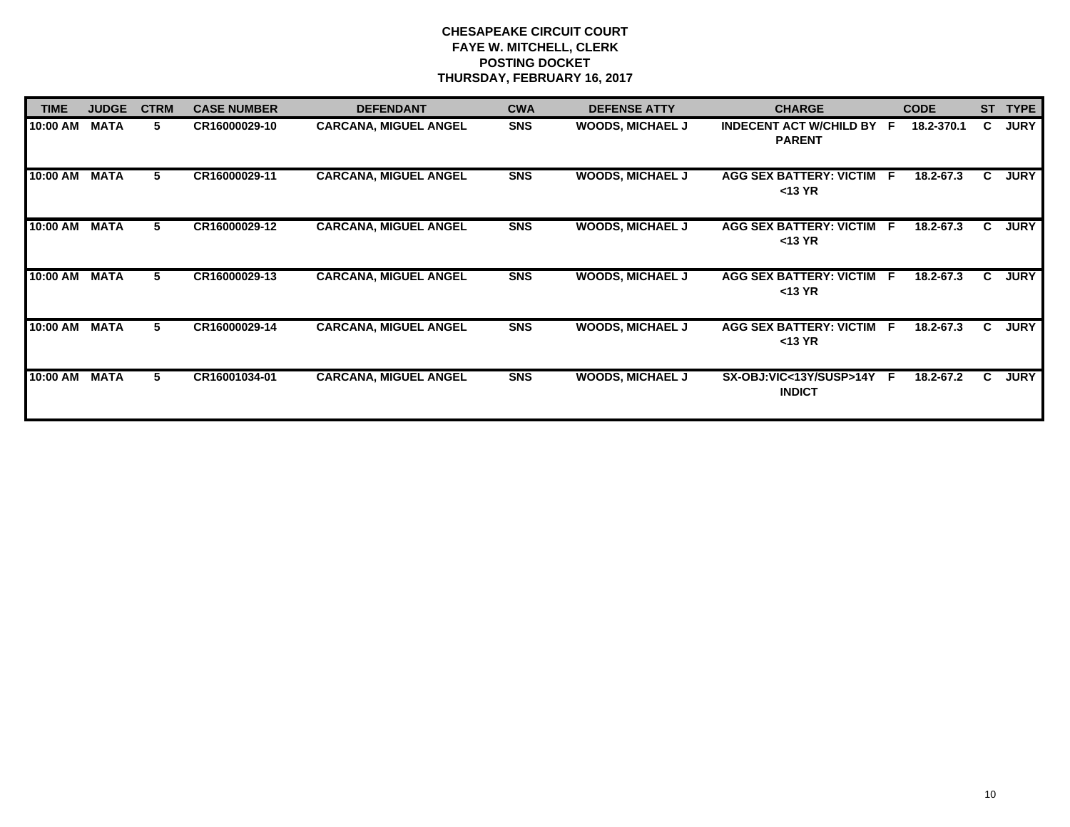**CHESAPEAKE CIRCUIT COURT**
**FAYE W. MITCHELL, CLERK**
**POSTING DOCKET**
**THURSDAY, FEBRUARY 16, 2017**

| TIME | JUDGE | CTRM | CASE NUMBER | DEFENDANT | CWA | DEFENSE ATTY | CHARGE | | CODE | ST | TYPE |
|---|---|---|---|---|---|---|---|---|---|---|---|
| 10:00 AM | MATA | 5 | CR16000029-10 | CARCANA, MIGUEL ANGEL | SNS | WOODS, MICHAEL J | INDECENT ACT W/CHILD BY PARENT | F | 18.2-370.1 | C | JURY |
| 10:00 AM | MATA | 5 | CR16000029-11 | CARCANA, MIGUEL ANGEL | SNS | WOODS, MICHAEL J | AGG SEX BATTERY: VICTIM <13 YR | F | 18.2-67.3 | C | JURY |
| 10:00 AM | MATA | 5 | CR16000029-12 | CARCANA, MIGUEL ANGEL | SNS | WOODS, MICHAEL J | AGG SEX BATTERY: VICTIM <13 YR | F | 18.2-67.3 | C | JURY |
| 10:00 AM | MATA | 5 | CR16000029-13 | CARCANA, MIGUEL ANGEL | SNS | WOODS, MICHAEL J | AGG SEX BATTERY: VICTIM <13 YR | F | 18.2-67.3 | C | JURY |
| 10:00 AM | MATA | 5 | CR16000029-14 | CARCANA, MIGUEL ANGEL | SNS | WOODS, MICHAEL J | AGG SEX BATTERY: VICTIM <13 YR | F | 18.2-67.3 | C | JURY |
| 10:00 AM | MATA | 5 | CR16001034-01 | CARCANA, MIGUEL ANGEL | SNS | WOODS, MICHAEL J | SX-OBJ:VIC<13Y/SUSP>14Y INDICT | F | 18.2-67.2 | C | JURY |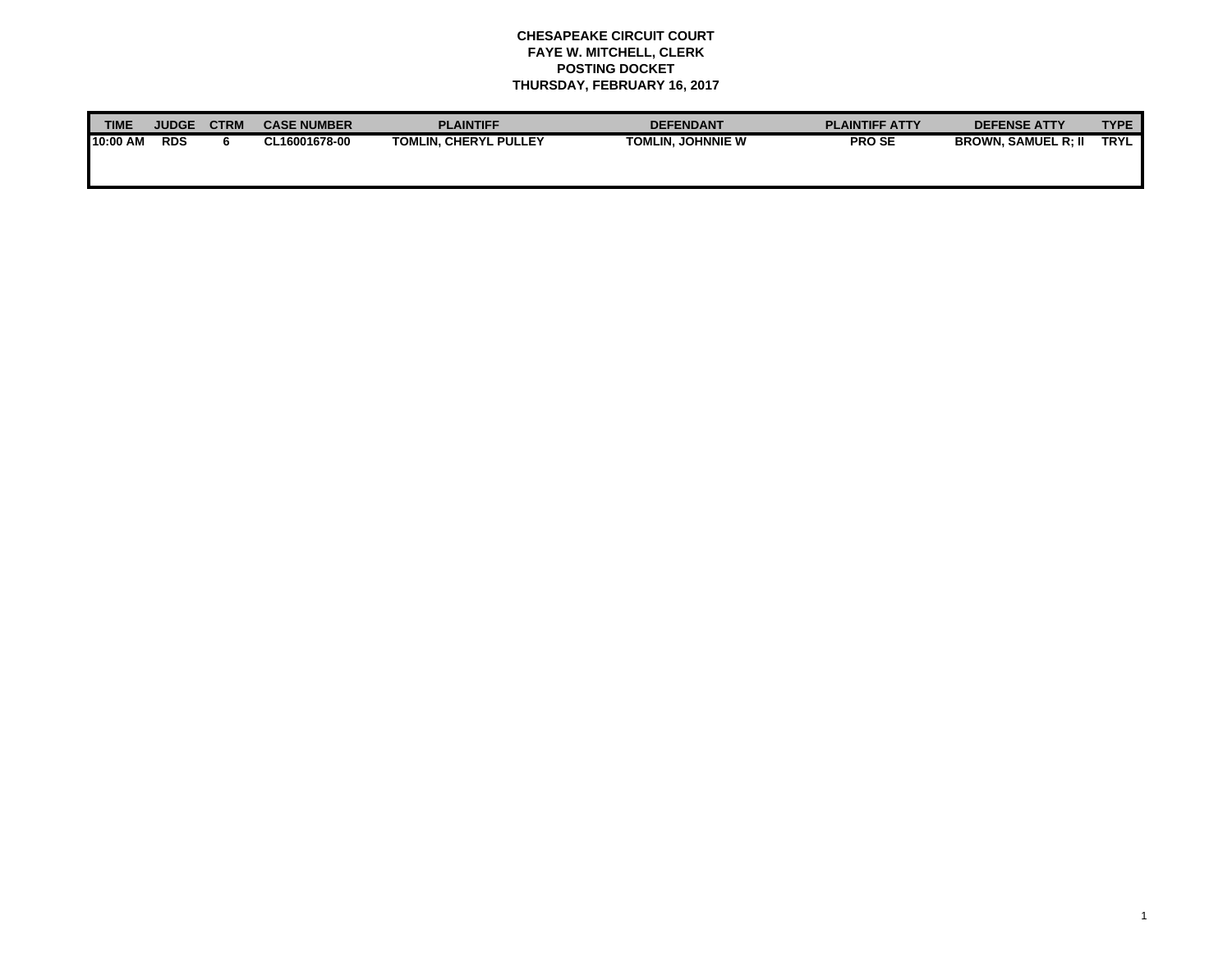**CHESAPEAKE CIRCUIT COURT**
**FAYE W. MITCHELL, CLERK**
**POSTING DOCKET**
**THURSDAY, FEBRUARY 16, 2017**

| TIME | JUDGE | CTRM | CASE NUMBER | PLAINTIFF | DEFENDANT | PLAINTIFF ATTY | DEFENSE ATTY | TYPE |
|---|---|---|---|---|---|---|---|---|
| 10:00 AM | RDS | 6 | CL16001678-00 | TOMLIN, CHERYL PULLEY | TOMLIN, JOHNNIE W | PRO SE | BROWN, SAMUEL R; II | TRYL |